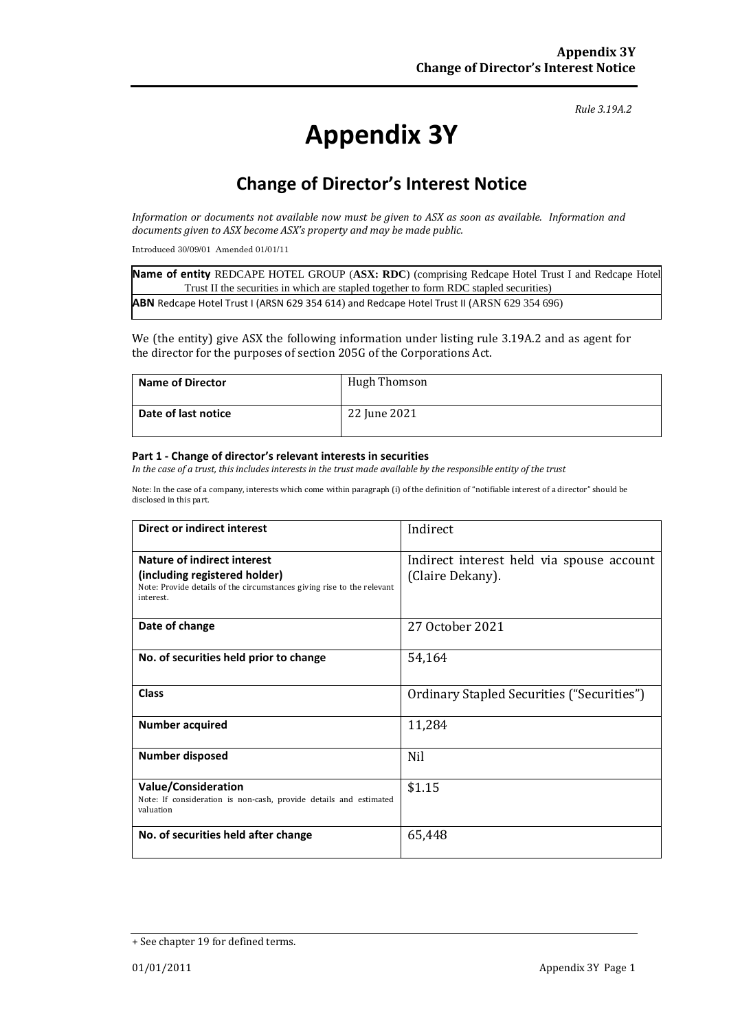*Rule 3.19A.2*

# Appendix 3Y

## Change of Director's Interest Notice

*Information or documents not available now must be given to ASX as soon as available. Information and documents given to ASX become ASX's property and may be made public.*

Introduced 30/09/01 Amended 01/01/11

| | |
|---|---|
| **Name of entity** REDCAPE HOTEL GROUP (**ASX: RDC**) (comprising Redcape Hotel Trust I and Redcape Hotel Trust II the securities in which are stapled together to form RDC stapled securities) | |
| **ABN** Redcape Hotel Trust I (ARSN 629 354 614) and Redcape Hotel Trust II (ARSN 629 354 696) | |

We (the entity) give ASX the following information under listing rule 3.19A.2 and as agent for the director for the purposes of section 205G of the Corporations Act.

| | |
|---|---|
| **Name of Director** | Hugh Thomson |
| **Date of last notice** | 22 June 2021 |

#### Part 1 - Change of director's relevant interests in securities

*In the case of a trust, this includes interests in the trust made available by the responsible entity of the trust*

Note: In the case of a company, interests which come within paragraph (i) of the definition of "notifiable interest of a director" should be disclosed in this part.

| | |
|---|---|
| **Direct or indirect interest** | Indirect |
| **Nature of indirect interest (including registered holder)** Note: Provide details of the circumstances giving rise to the relevant interest. | Indirect interest held via spouse account (Claire Dekany). |
| **Date of change** | 27 October 2021 |
| **No. of securities held prior to change** | 54,164 |
| **Class** | Ordinary Stapled Securities ("Securities") |
| **Number acquired** | 11,284 |
| **Number disposed** | Nil |
| **Value/Consideration** Note: If consideration is non-cash, provide details and estimated valuation | $1.15 |
| **No. of securities held after change** | 65,448 |

+ See chapter 19 for defined terms.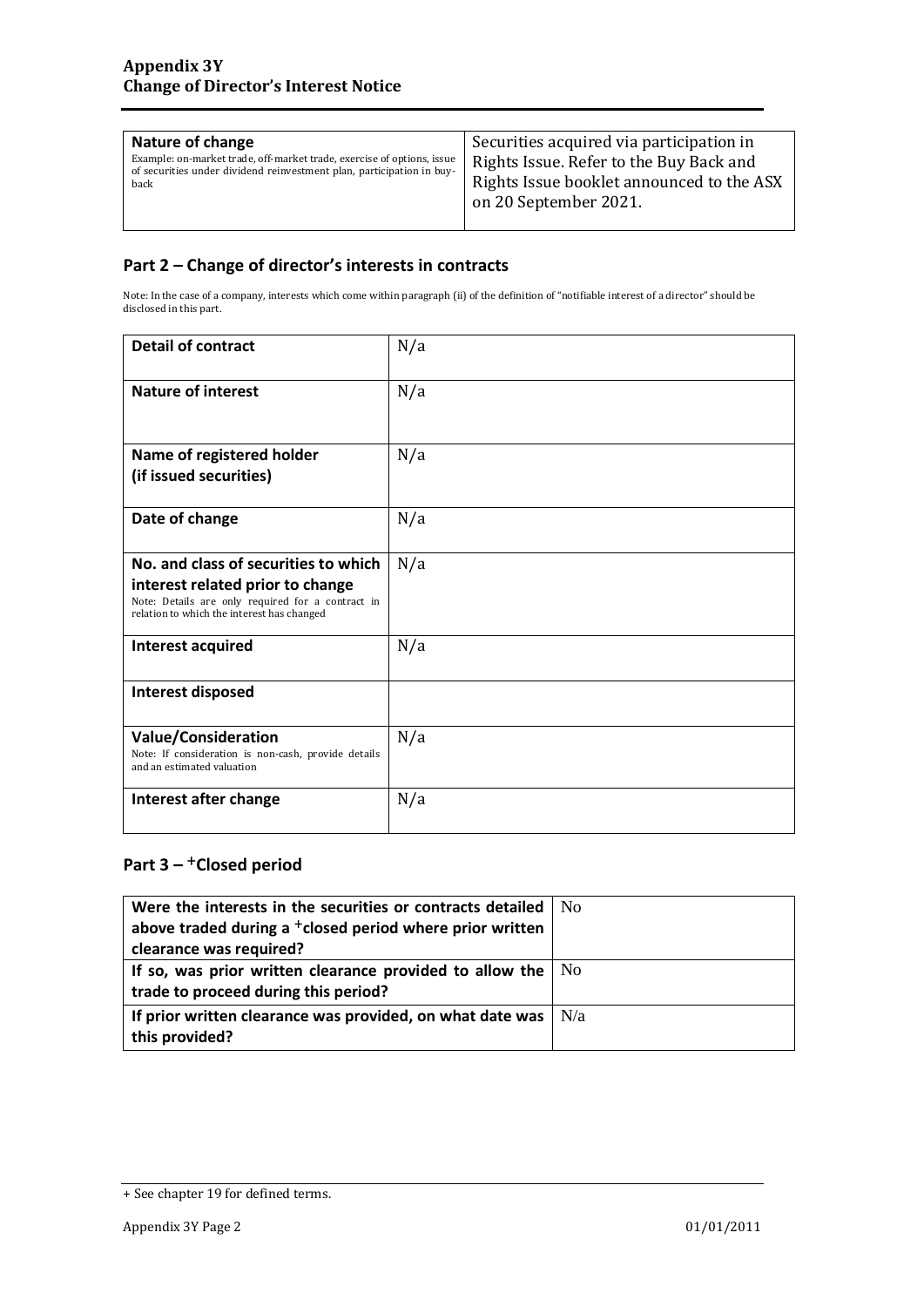| | |
|---|---|
| **Nature of change**<br>Example: on-market trade, off-market trade, exercise of options, issue of securities under dividend reinvestment plan, participation in buy-back | Securities acquired via participation in Rights Issue. Refer to the Buy Back and Rights Issue booklet announced to the ASX on 20 September 2021. |

## Part 2 – Change of director's interests in contracts

Note: In the case of a company, interests which come within paragraph (ii) of the definition of "notifiable interest of a director" should be disclosed in this part.

| | |
|---|---|
| **Detail of contract** | N/a |
| **Nature of interest** | N/a |
| **Name of registered holder (if issued securities)** | N/a |
| **Date of change** | N/a |
| **No. and class of securities to which interest related prior to change**<br>Note: Details are only required for a contract in relation to which the interest has changed | N/a |
| **Interest acquired** | N/a |
| **Interest disposed** | |
| **Value/Consideration**<br>Note: If consideration is non-cash, provide details and an estimated valuation | N/a |
| **Interest after change** | N/a |

## Part 3 – +Closed period

| | |
|---|---|
| **Were the interests in the securities or contracts detailed above traded during a +closed period where prior written clearance was required?** | No |
| **If so, was prior written clearance provided to allow the trade to proceed during this period?** | No |
| **If prior written clearance was provided, on what date was this provided?** | N/a |

+ See chapter 19 for defined terms.